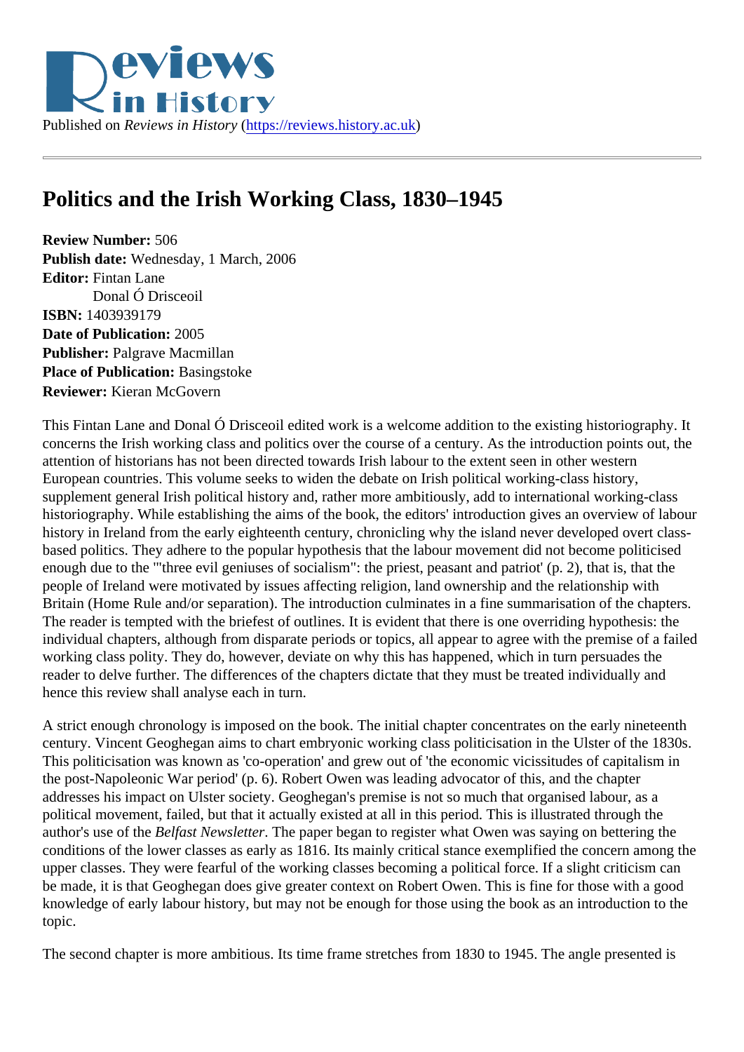Published on *Reviews in History* (https://reviews.history.ac.uk)

# Politics and the Irish Working Class, 1830–1945

**Review Number:** 506
**Publish date:** Wednesday, 1 March, 2006
**Editor:** Fintan Lane
Donal Ó Drisceoil
**ISBN:** 1403939179
**Date of Publication:** 2005
**Publisher:** Palgrave Macmillan
**Place of Publication:** Basingstoke
**Reviewer:** Kieran McGovern

This Fintan Lane and Donal Ó Drisceoil edited work is a welcome addition to the existing historiography. It concerns the Irish working class and politics over the course of a century. As the introduction points out, the attention of historians has not been directed towards Irish labour to the extent seen in other western European countries. This volume seeks to widen the debate on Irish political working-class history, supplement general Irish political history and, rather more ambitiously, add to international working-class historiography. While establishing the aims of the book, the editors' introduction gives an overview of labour history in Ireland from the early eighteenth century, chronicling why the island never developed overt class-based politics. They adhere to the popular hypothesis that the labour movement did not become politicised enough due to the '"three evil geniuses of socialism": the priest, peasant and patriot' (p. 2), that is, that the people of Ireland were motivated by issues affecting religion, land ownership and the relationship with Britain (Home Rule and/or separation). The introduction culminates in a fine summarisation of the chapters. The reader is tempted with the briefest of outlines. It is evident that there is one overriding hypothesis: the individual chapters, although from disparate periods or topics, all appear to agree with the premise of a failed working class polity. They do, however, deviate on why this has happened, which in turn persuades the reader to delve further. The differences of the chapters dictate that they must be treated individually and hence this review shall analyse each in turn.

A strict enough chronology is imposed on the book. The initial chapter concentrates on the early nineteenth century. Vincent Geoghegan aims to chart embryonic working class politicisation in the Ulster of the 1830s. This politicisation was known as 'co-operation' and grew out of 'the economic vicissitudes of capitalism in the post-Napoleonic War period' (p. 6). Robert Owen was leading advocator of this, and the chapter addresses his impact on Ulster society. Geoghegan's premise is not so much that organised labour, as a political movement, failed, but that it actually existed at all in this period. This is illustrated through the author's use of the *Belfast Newsletter*. The paper began to register what Owen was saying on bettering the conditions of the lower classes as early as 1816. Its mainly critical stance exemplified the concern among the upper classes. They were fearful of the working classes becoming a political force. If a slight criticism can be made, it is that Geoghegan does give greater context on Robert Owen. This is fine for those with a good knowledge of early labour history, but may not be enough for those using the book as an introduction to the topic.

The second chapter is more ambitious. Its time frame stretches from 1830 to 1945. The angle presented is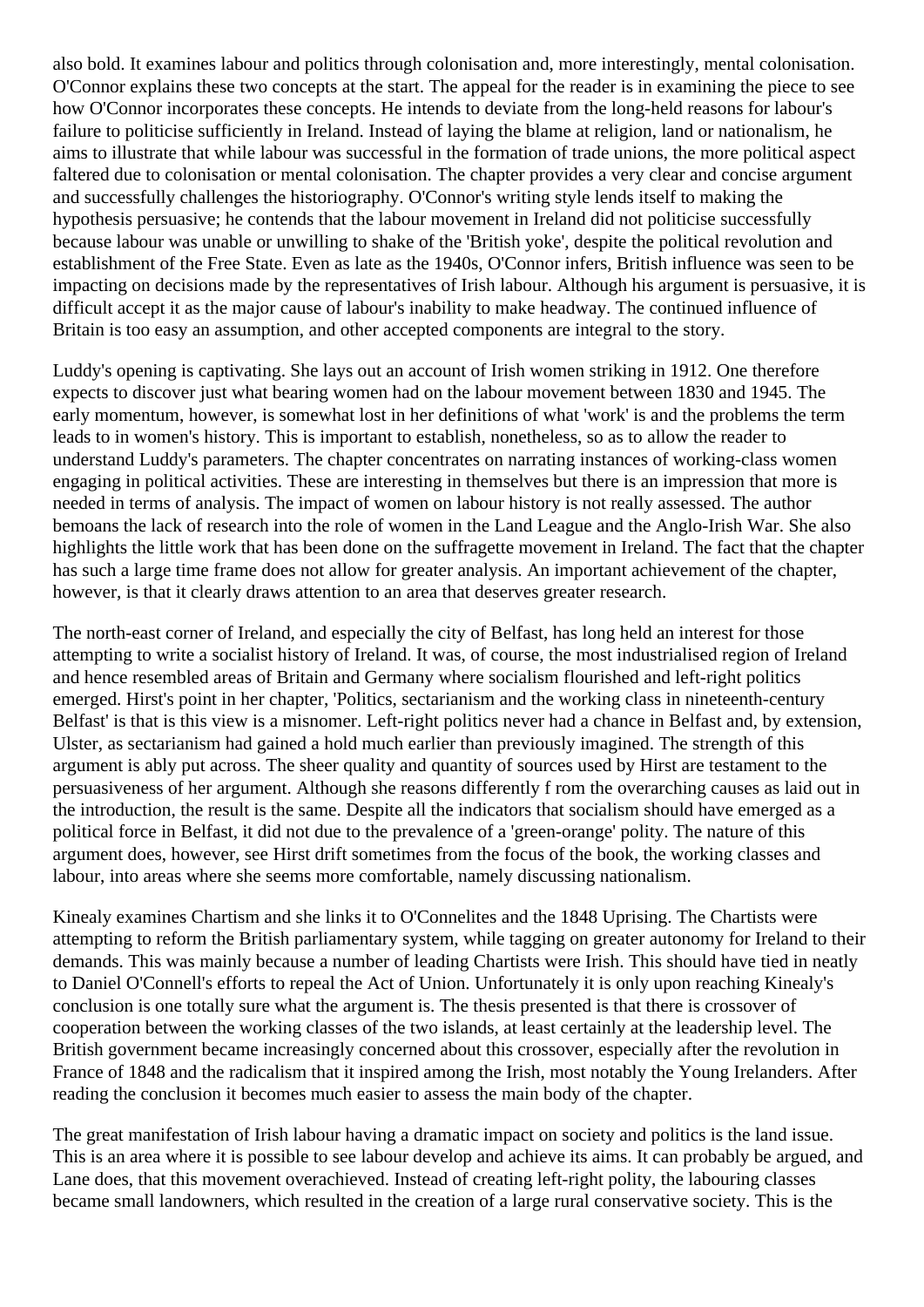also bold. It examines labour and politics through colonisation and, more interestingly, mental colonisation. O'Connor explains these two concepts at the start. The appeal for the reader is in examining the piece to see how O'Connor incorporates these concepts. He intends to deviate from the long-held reasons for labour's failure to politicise sufficiently in Ireland. Instead of laying the blame at religion, land or nationalism, he aims to illustrate that while labour was successful in the formation of trade unions, the more political aspect faltered due to colonisation or mental colonisation. The chapter provides a very clear and concise argument and successfully challenges the historiography. O'Connor's writing style lends itself to making the hypothesis persuasive; he contends that the labour movement in Ireland did not politicise successfully because labour was unable or unwilling to shake of the 'British yoke', despite the political revolution and establishment of the Free State. Even as late as the 1940s, O'Connor infers, British influence was seen to be impacting on decisions made by the representatives of Irish labour. Although his argument is persuasive, it is difficult accept it as the major cause of labour's inability to make headway. The continued influence of Britain is too easy an assumption, and other accepted components are integral to the story.

Luddy's opening is captivating. She lays out an account of Irish women striking in 1912. One therefore expects to discover just what bearing women had on the labour movement between 1830 and 1945. The early momentum, however, is somewhat lost in her definitions of what 'work' is and the problems the term leads to in women's history. This is important to establish, nonetheless, so as to allow the reader to understand Luddy's parameters. The chapter concentrates on narrating instances of working-class women engaging in political activities. These are interesting in themselves but there is an impression that more is needed in terms of analysis. The impact of women on labour history is not really assessed. The author bemoans the lack of research into the role of women in the Land League and the Anglo-Irish War. She also highlights the little work that has been done on the suffragette movement in Ireland. The fact that the chapter has such a large time frame does not allow for greater analysis. An important achievement of the chapter, however, is that it clearly draws attention to an area that deserves greater research.

The north-east corner of Ireland, and especially the city of Belfast, has long held an interest for those attempting to write a socialist history of Ireland. It was, of course, the most industrialised region of Ireland and hence resembled areas of Britain and Germany where socialism flourished and left-right politics emerged. Hirst's point in her chapter, 'Politics, sectarianism and the working class in nineteenth-century Belfast' is that is this view is a misnomer. Left-right politics never had a chance in Belfast and, by extension, Ulster, as sectarianism had gained a hold much earlier than previously imagined. The strength of this argument is ably put across. The sheer quality and quantity of sources used by Hirst are testament to the persuasiveness of her argument. Although she reasons differently f rom the overarching causes as laid out in the introduction, the result is the same. Despite all the indicators that socialism should have emerged as a political force in Belfast, it did not due to the prevalence of a 'green-orange' polity. The nature of this argument does, however, see Hirst drift sometimes from the focus of the book, the working classes and labour, into areas where she seems more comfortable, namely discussing nationalism.

Kinealy examines Chartism and she links it to O'Connelites and the 1848 Uprising. The Chartists were attempting to reform the British parliamentary system, while tagging on greater autonomy for Ireland to their demands. This was mainly because a number of leading Chartists were Irish. This should have tied in neatly to Daniel O'Connell's efforts to repeal the Act of Union. Unfortunately it is only upon reaching Kinealy's conclusion is one totally sure what the argument is. The thesis presented is that there is crossover of cooperation between the working classes of the two islands, at least certainly at the leadership level. The British government became increasingly concerned about this crossover, especially after the revolution in France of 1848 and the radicalism that it inspired among the Irish, most notably the Young Irelanders. After reading the conclusion it becomes much easier to assess the main body of the chapter.

The great manifestation of Irish labour having a dramatic impact on society and politics is the land issue. This is an area where it is possible to see labour develop and achieve its aims. It can probably be argued, and Lane does, that this movement overachieved. Instead of creating left-right polity, the labouring classes became small landowners, which resulted in the creation of a large rural conservative society. This is the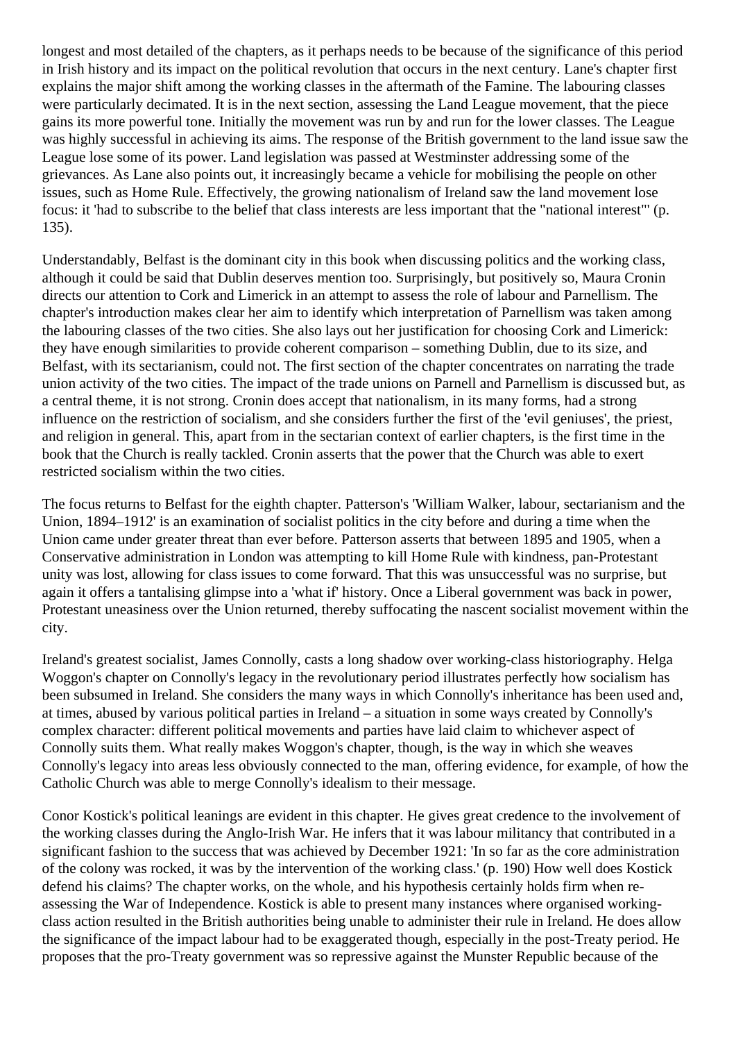longest and most detailed of the chapters, as it perhaps needs to be because of the significance of this period in Irish history and its impact on the political revolution that occurs in the next century. Lane's chapter first explains the major shift among the working classes in the aftermath of the Famine. The labouring classes were particularly decimated. It is in the next section, assessing the Land League movement, that the piece gains its more powerful tone. Initially the movement was run by and run for the lower classes. The League was highly successful in achieving its aims. The response of the British government to the land issue saw the League lose some of its power. Land legislation was passed at Westminster addressing some of the grievances. As Lane also points out, it increasingly became a vehicle for mobilising the people on other issues, such as Home Rule. Effectively, the growing nationalism of Ireland saw the land movement lose focus: it 'had to subscribe to the belief that class interests are less important that the "national interest"' (p. 135).

Understandably, Belfast is the dominant city in this book when discussing politics and the working class, although it could be said that Dublin deserves mention too. Surprisingly, but positively so, Maura Cronin directs our attention to Cork and Limerick in an attempt to assess the role of labour and Parnellism. The chapter's introduction makes clear her aim to identify which interpretation of Parnellism was taken among the labouring classes of the two cities. She also lays out her justification for choosing Cork and Limerick: they have enough similarities to provide coherent comparison – something Dublin, due to its size, and Belfast, with its sectarianism, could not. The first section of the chapter concentrates on narrating the trade union activity of the two cities. The impact of the trade unions on Parnell and Parnellism is discussed but, as a central theme, it is not strong. Cronin does accept that nationalism, in its many forms, had a strong influence on the restriction of socialism, and she considers further the first of the 'evil geniuses', the priest, and religion in general. This, apart from in the sectarian context of earlier chapters, is the first time in the book that the Church is really tackled. Cronin asserts that the power that the Church was able to exert restricted socialism within the two cities.

The focus returns to Belfast for the eighth chapter. Patterson's 'William Walker, labour, sectarianism and the Union, 1894–1912' is an examination of socialist politics in the city before and during a time when the Union came under greater threat than ever before. Patterson asserts that between 1895 and 1905, when a Conservative administration in London was attempting to kill Home Rule with kindness, pan-Protestant unity was lost, allowing for class issues to come forward. That this was unsuccessful was no surprise, but again it offers a tantalising glimpse into a 'what if' history. Once a Liberal government was back in power, Protestant uneasiness over the Union returned, thereby suffocating the nascent socialist movement within the city.

Ireland's greatest socialist, James Connolly, casts a long shadow over working-class historiography. Helga Woggon's chapter on Connolly's legacy in the revolutionary period illustrates perfectly how socialism has been subsumed in Ireland. She considers the many ways in which Connolly's inheritance has been used and, at times, abused by various political parties in Ireland – a situation in some ways created by Connolly's complex character: different political movements and parties have laid claim to whichever aspect of Connolly suits them. What really makes Woggon's chapter, though, is the way in which she weaves Connolly's legacy into areas less obviously connected to the man, offering evidence, for example, of how the Catholic Church was able to merge Connolly's idealism to their message.

Conor Kostick's political leanings are evident in this chapter. He gives great credence to the involvement of the working classes during the Anglo-Irish War. He infers that it was labour militancy that contributed in a significant fashion to the success that was achieved by December 1921: 'In so far as the core administration of the colony was rocked, it was by the intervention of the working class.' (p. 190) How well does Kostick defend his claims? The chapter works, on the whole, and his hypothesis certainly holds firm when re-assessing the War of Independence. Kostick is able to present many instances where organised working-class action resulted in the British authorities being unable to administer their rule in Ireland. He does allow the significance of the impact labour had to be exaggerated though, especially in the post-Treaty period. He proposes that the pro-Treaty government was so repressive against the Munster Republic because of the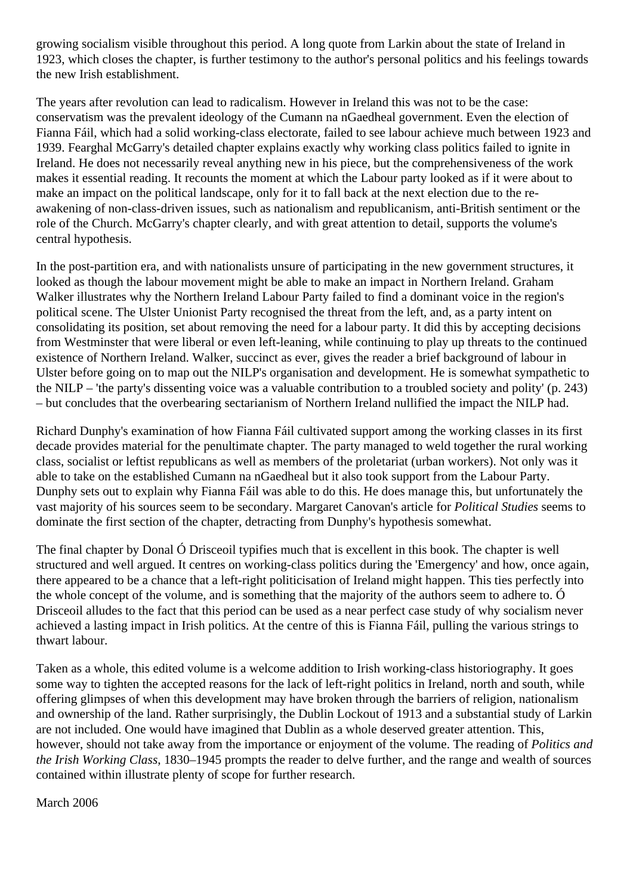growing socialism visible throughout this period. A long quote from Larkin about the state of Ireland in 1923, which closes the chapter, is further testimony to the author's personal politics and his feelings towards the new Irish establishment.

The years after revolution can lead to radicalism. However in Ireland this was not to be the case: conservatism was the prevalent ideology of the Cumann na nGaedheal government. Even the election of Fianna Fáil, which had a solid working-class electorate, failed to see labour achieve much between 1923 and 1939. Fearghal McGarry's detailed chapter explains exactly why working class politics failed to ignite in Ireland. He does not necessarily reveal anything new in his piece, but the comprehensiveness of the work makes it essential reading. It recounts the moment at which the Labour party looked as if it were about to make an impact on the political landscape, only for it to fall back at the next election due to the re-awakening of non-class-driven issues, such as nationalism and republicanism, anti-British sentiment or the role of the Church. McGarry's chapter clearly, and with great attention to detail, supports the volume's central hypothesis.

In the post-partition era, and with nationalists unsure of participating in the new government structures, it looked as though the labour movement might be able to make an impact in Northern Ireland. Graham Walker illustrates why the Northern Ireland Labour Party failed to find a dominant voice in the region's political scene. The Ulster Unionist Party recognised the threat from the left, and, as a party intent on consolidating its position, set about removing the need for a labour party. It did this by accepting decisions from Westminster that were liberal or even left-leaning, while continuing to play up threats to the continued existence of Northern Ireland. Walker, succinct as ever, gives the reader a brief background of labour in Ulster before going on to map out the NILP's organisation and development. He is somewhat sympathetic to the NILP – 'the party's dissenting voice was a valuable contribution to a troubled society and polity' (p. 243) – but concludes that the overbearing sectarianism of Northern Ireland nullified the impact the NILP had.

Richard Dunphy's examination of how Fianna Fáil cultivated support among the working classes in its first decade provides material for the penultimate chapter. The party managed to weld together the rural working class, socialist or leftist republicans as well as members of the proletariat (urban workers). Not only was it able to take on the established Cumann na nGaedheal but it also took support from the Labour Party. Dunphy sets out to explain why Fianna Fáil was able to do this. He does manage this, but unfortunately the vast majority of his sources seem to be secondary. Margaret Canovan's article for *Political Studies* seems to dominate the first section of the chapter, detracting from Dunphy's hypothesis somewhat.

The final chapter by Donal Ó Drisceoil typifies much that is excellent in this book. The chapter is well structured and well argued. It centres on working-class politics during the 'Emergency' and how, once again, there appeared to be a chance that a left-right politicisation of Ireland might happen. This ties perfectly into the whole concept of the volume, and is something that the majority of the authors seem to adhere to. Ó Drisceoil alludes to the fact that this period can be used as a near perfect case study of why socialism never achieved a lasting impact in Irish politics. At the centre of this is Fianna Fáil, pulling the various strings to thwart labour.

Taken as a whole, this edited volume is a welcome addition to Irish working-class historiography. It goes some way to tighten the accepted reasons for the lack of left-right politics in Ireland, north and south, while offering glimpses of when this development may have broken through the barriers of religion, nationalism and ownership of the land. Rather surprisingly, the Dublin Lockout of 1913 and a substantial study of Larkin are not included. One would have imagined that Dublin as a whole deserved greater attention. This, however, should not take away from the importance or enjoyment of the volume. The reading of *Politics and the Irish Working Class*, 1830–1945 prompts the reader to delve further, and the range and wealth of sources contained within illustrate plenty of scope for further research.

March 2006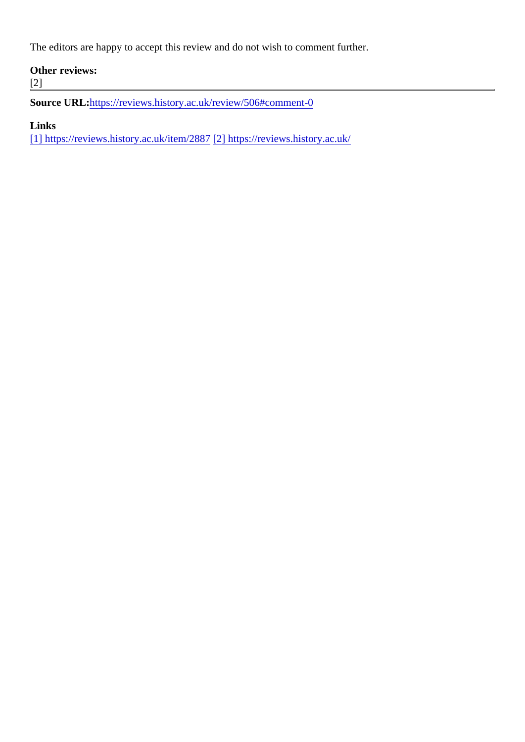The editors are happy to accept this review and do not wish to comment further.

**Other reviews:**
[2]

---

**Source URL:**https://reviews.history.ac.uk/review/506#comment-0

**Links**
[1] https://reviews.history.ac.uk/item/2887 [2] https://reviews.history.ac.uk/